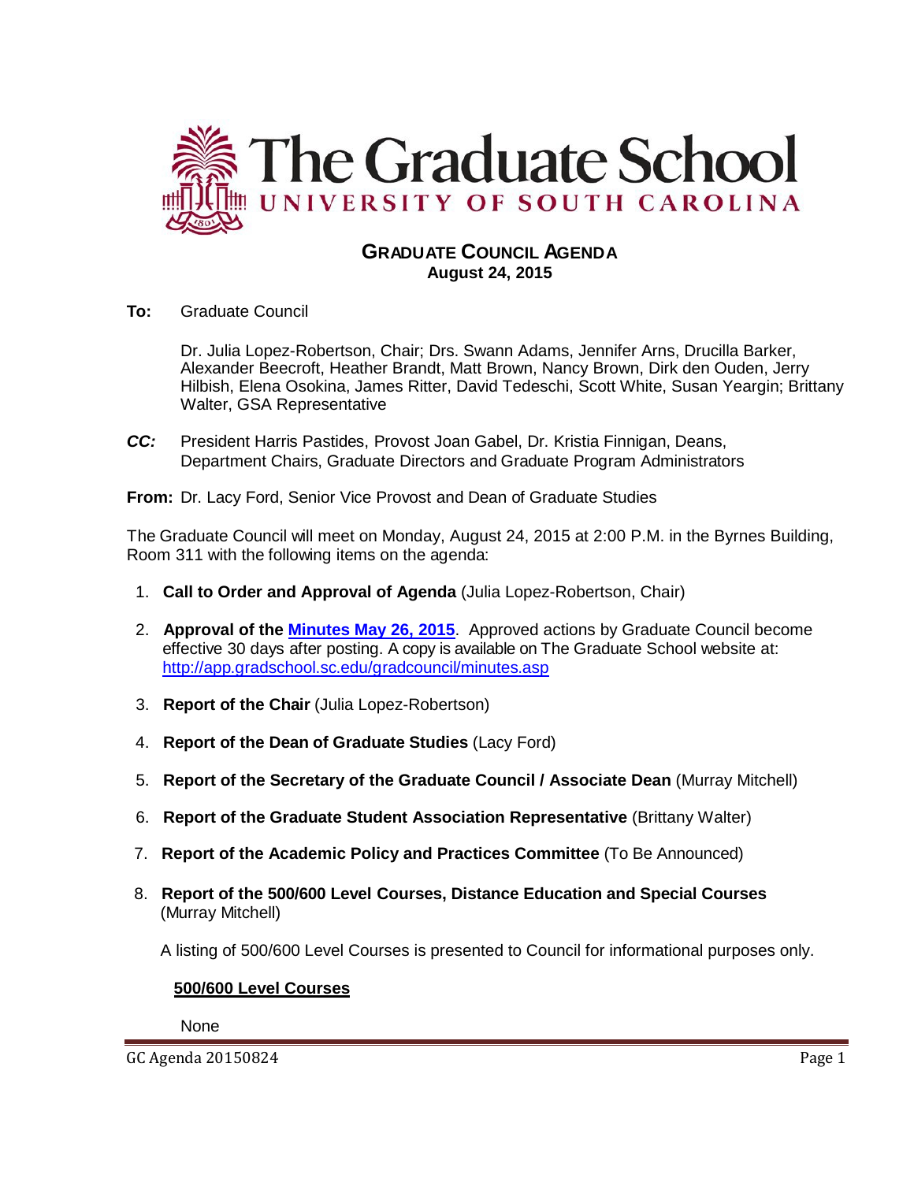# The Graduate School
## UNIVERSITY OF SOUTH CAROLINA

### GRADUATE COUNCIL AGENDA
**August 24, 2015**

**To:** Graduate Council

Dr. Julia Lopez-Robertson, Chair; Drs. Swann Adams, Jennifer Arns, Drucilla Barker, Alexander Beecroft, Heather Brandt, Matt Brown, Nancy Brown, Dirk den Ouden, Jerry Hilbish, Elena Osokina, James Ritter, David Tedeschi, Scott White, Susan Yeargin; Brittany Walter, GSA Representative

***CC:*** President Harris Pastides, Provost Joan Gabel, Dr. Kristia Finnigan, Deans, Department Chairs, Graduate Directors and Graduate Program Administrators

**From:** Dr. Lacy Ford, Senior Vice Provost and Dean of Graduate Studies

The Graduate Council will meet on Monday, August 24, 2015 at 2:00 P.M. in the Byrnes Building, Room 311 with the following items on the agenda:

1. **Call to Order and Approval of Agenda** (Julia Lopez-Robertson, Chair)
2. **Approval of the [Minutes May 26, 2015](http://app.gradschool.sc.edu/gradcouncil/minutes.asp)**. Approved actions by Graduate Council become effective 30 days after posting. A copy is available on The Graduate School website at: http://app.gradschool.sc.edu/gradcouncil/minutes.asp
3. **Report of the Chair** (Julia Lopez-Robertson)
4. **Report of the Dean of Graduate Studies** (Lacy Ford)
5. **Report of the Secretary of the Graduate Council / Associate Dean** (Murray Mitchell)
6. **Report of the Graduate Student Association Representative** (Brittany Walter)
7. **Report of the Academic Policy and Practices Committee** (To Be Announced)
8. **Report of the 500/600 Level Courses, Distance Education and Special Courses** (Murray Mitchell)

   A listing of 500/600 Level Courses is presented to Council for informational purposes only.

   **500/600 Level Courses**

   None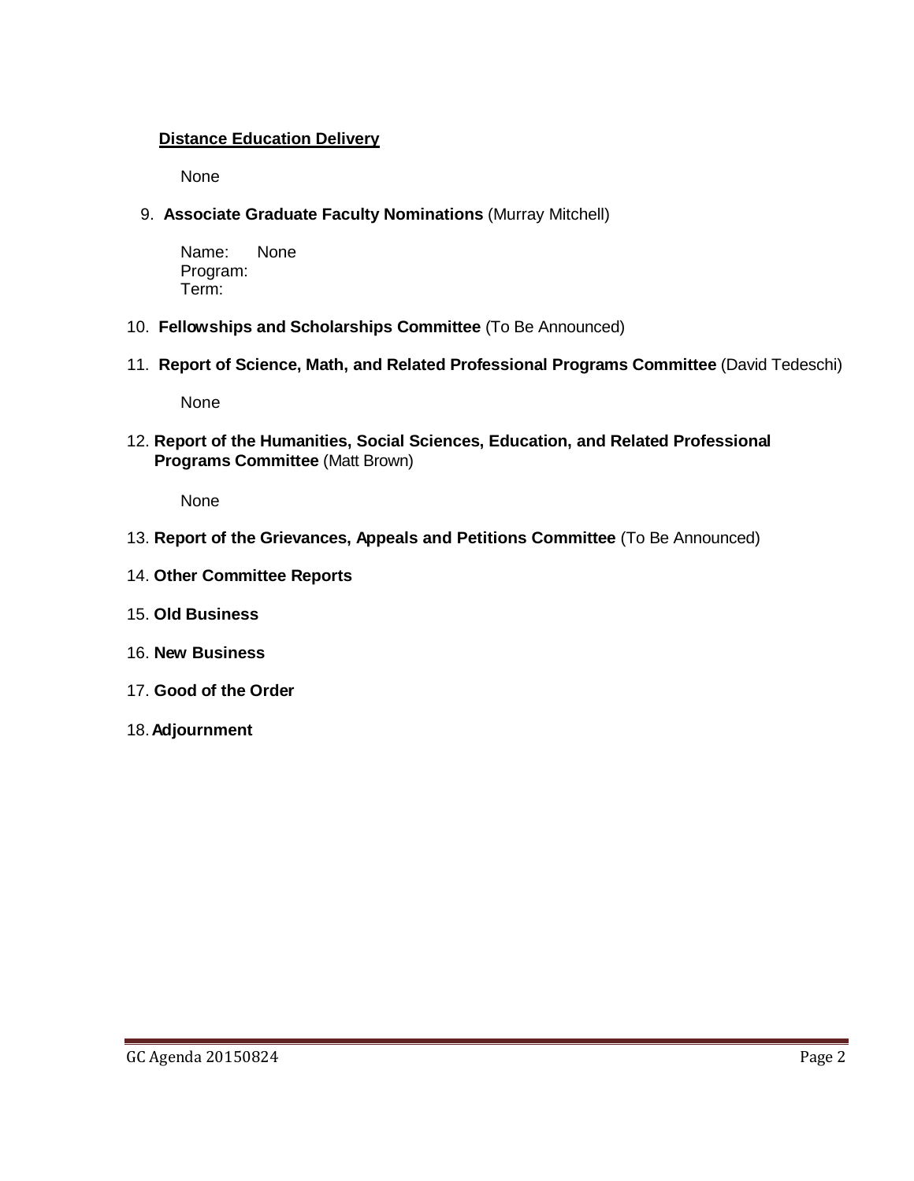**Distance Education Delivery**

None

9. **Associate Graduate Faculty Nominations** (Murray Mitchell)

Name: None
Program:
Term:

10. **Fellowships and Scholarships Committee** (To Be Announced)

11. **Report of Science, Math, and Related Professional Programs Committee** (David Tedeschi)

None

12. **Report of the Humanities, Social Sciences, Education, and Related Professional Programs Committee** (Matt Brown)

None

13. **Report of the Grievances, Appeals and Petitions Committee** (To Be Announced)

14. **Other Committee Reports**

15. **Old Business**

16. **New Business**

17. **Good of the Order**

18. **Adjournment**